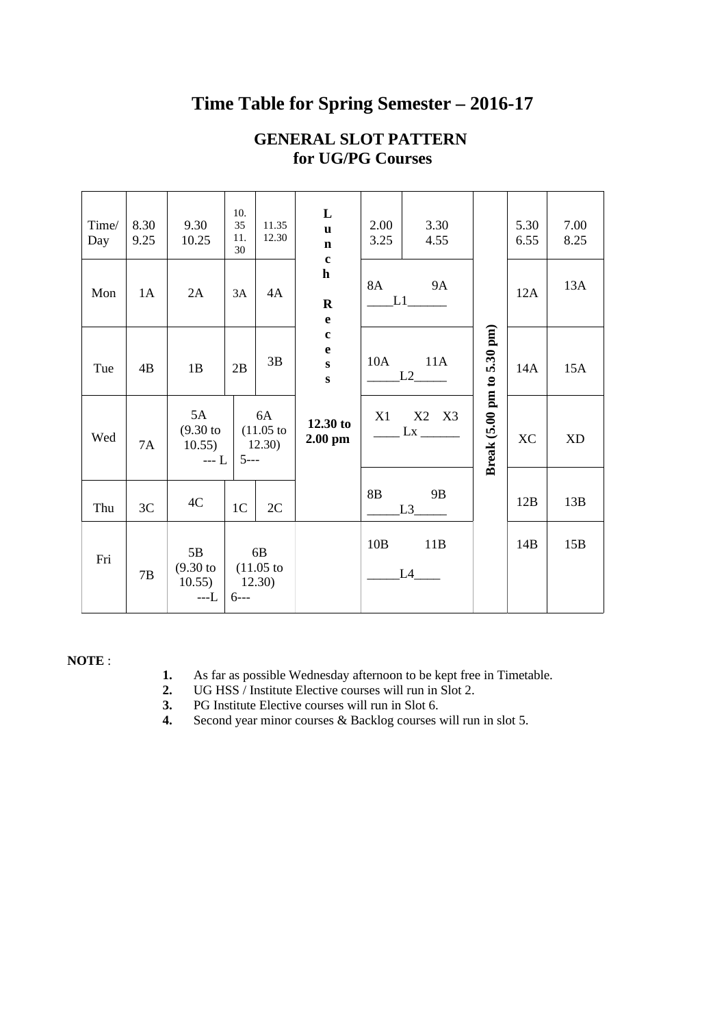# Time Table for Spring Semester – 2016-17

## GENERAL SLOT PATTERN for UG/PG Courses

| Time/ Day | 8.30 9.25 | 9.30 10.25 | 10.35 11.30 | 11.35 12.30 | Lunch Recess | 2.00 3.25 | 3.30 4.55 | Break (5.00 pm to 5.30 pm) | 5.30 6.55 | 7.00 8.25 |
|---|---|---|---|---|---|---|---|---|---|---|
| Mon | 1A | 2A | 3A | 4A | 12.30 to 2.00 pm | 8A ____L1______ | 9A | | 12A | 13A |
| Tue | 4B | 1B | 2B | 3B | | 10A _____L2_____ | 11A | | 14A | 15A |
| Wed | 7A | 5A (9.30 to 10.55) --- L | 6A (11.05 to 12.30) 5--- | | | X1 X2 X3 ____ Lx ______ | | | XC | XD |
| Thu | 3C | 4C | 1C | 2C | | 8B _____L3_____ | 9B | | 12B | 13B |
| Fri | 7B | 5B (9.30 to 10.55) ---L | 6B (11.05 to 12.30) 6--- | | | 10B _____L4____ | 11B | | 14B | 15B |

**NOTE** :

1. As far as possible Wednesday afternoon to be kept free in Timetable.
2. UG HSS / Institute Elective courses will run in Slot 2.
3. PG Institute Elective courses will run in Slot 6.
4. Second year minor courses & Backlog courses will run in slot 5.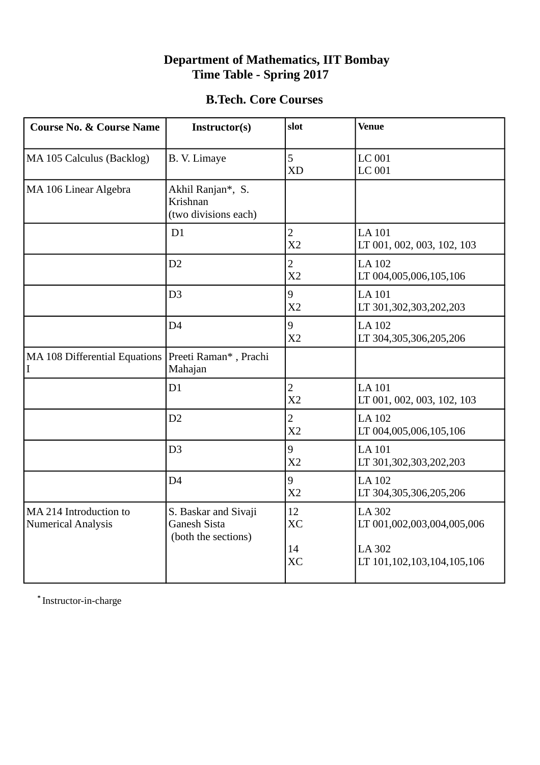# Department of Mathematics, IIT Bombay
## Time Table - Spring 2017

### B.Tech. Core Courses

| Course No. & Course Name | Instructor(s) | slot | Venue |
|---|---|---|---|
| MA 105 Calculus (Backlog) | B. V. Limaye | 5<br>XD | LC 001<br>LC 001 |
| MA 106 Linear Algebra | Akhil Ranjan*, S. Krishnan<br>(two divisions each) | | |
| | D1 | 2<br>X2 | LA 101<br>LT 001, 002, 003, 102, 103 |
| | D2 | 2<br>X2 | LA 102<br>LT 004,005,006,105,106 |
| | D3 | 9<br>X2 | LA 101<br>LT 301,302,303,202,203 |
| | D4 | 9<br>X2 | LA 102<br>LT 304,305,306,205,206 |
| MA 108 Differential Equations I | Preeti Raman* , Prachi Mahajan | | |
| | D1 | 2<br>X2 | LA 101<br>LT 001, 002, 003, 102, 103 |
| | D2 | 2<br>X2 | LA 102<br>LT 004,005,006,105,106 |
| | D3 | 9<br>X2 | LA 101<br>LT 301,302,303,202,203 |
| | D4 | 9<br>X2 | LA 102<br>LT 304,305,306,205,206 |
| MA 214 Introduction to Numerical Analysis | S. Baskar and Sivaji Ganesh Sista<br>(both the sections) | 12<br>XC<br><br>14<br>XC | LA 302<br>LT 001,002,003,004,005,006<br><br>LA 302<br>LT 101,102,103,104,105,106 |

* Instructor-in-charge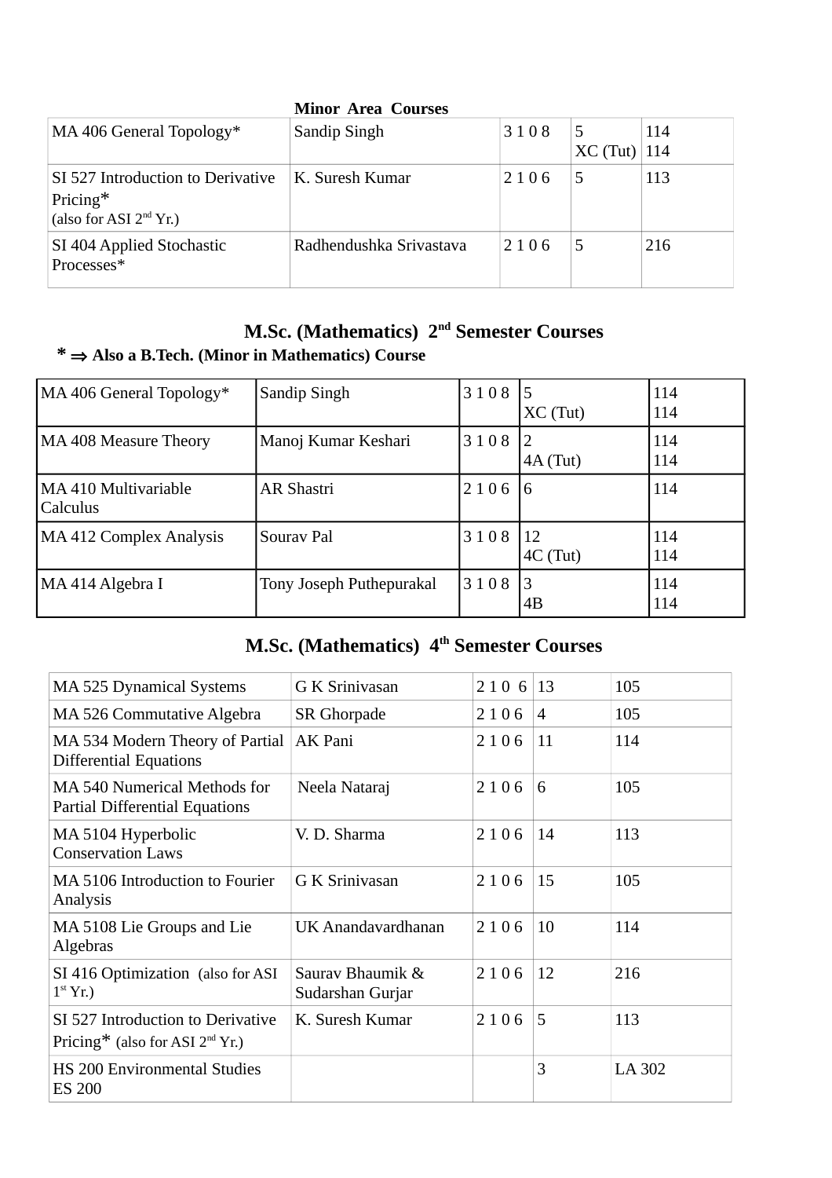**Minor Area Courses**

| | | | | |
|---|---|---|---|---|
| MA 406 General Topology* | Sandip Singh | 3 1 0 8 | 5<br>XC (Tut) | 114<br>114 |
| SI 527 Introduction to Derivative Pricing*<br>(also for ASI 2nd Yr.) | K. Suresh Kumar | 2 1 0 6 | 5 | 113 |
| SI 404 Applied Stochastic Processes* | Radhendushka Srivastava | 2 1 0 6 | 5 | 216 |

## M.Sc. (Mathematics) 2nd Semester Courses

**\* ⇒ Also a B.Tech. (Minor in Mathematics) Course**

| | | | | |
|---|---|---|---|---|
| MA 406 General Topology* | Sandip Singh | 3 1 0 8 | 5<br>XC (Tut) | 114<br>114 |
| MA 408 Measure Theory | Manoj Kumar Keshari | 3 1 0 8 | 2<br>4A (Tut) | 114<br>114 |
| MA 410 Multivariable Calculus | AR Shastri | 2 1 0 6 | 6 | 114 |
| MA 412 Complex Analysis | Sourav Pal | 3 1 0 8 | 12<br>4C (Tut) | 114<br>114 |
| MA 414 Algebra I | Tony Joseph Puthepurakal | 3 1 0 8 | 3<br>4B | 114<br>114 |

## M.Sc. (Mathematics) 4th Semester Courses

| | | | | |
|---|---|---|---|---|
| MA 525 Dynamical Systems | G K Srinivasan | 2 1 0 6 | 13 | 105 |
| MA 526 Commutative Algebra | SR Ghorpade | 2 1 0 6 | 4 | 105 |
| MA 534 Modern Theory of Partial Differential Equations | AK Pani | 2 1 0 6 | 11 | 114 |
| MA 540 Numerical Methods for Partial Differential Equations | Neela Nataraj | 2 1 0 6 | 6 | 105 |
| MA 5104 Hyperbolic Conservation Laws | V. D. Sharma | 2 1 0 6 | 14 | 113 |
| MA 5106 Introduction to Fourier Analysis | G K Srinivasan | 2 1 0 6 | 15 | 105 |
| MA 5108 Lie Groups and Lie Algebras | UK Anandavardhanan | 2 1 0 6 | 10 | 114 |
| SI 416 Optimization (also for ASI 1st Yr.) | Saurav Bhaumik & Sudarshan Gurjar | 2 1 0 6 | 12 | 216 |
| SI 527 Introduction to Derivative Pricing* (also for ASI 2nd Yr.) | K. Suresh Kumar | 2 1 0 6 | 5 | 113 |
| HS 200 Environmental Studies<br>ES 200 | | | 3 | LA 302 |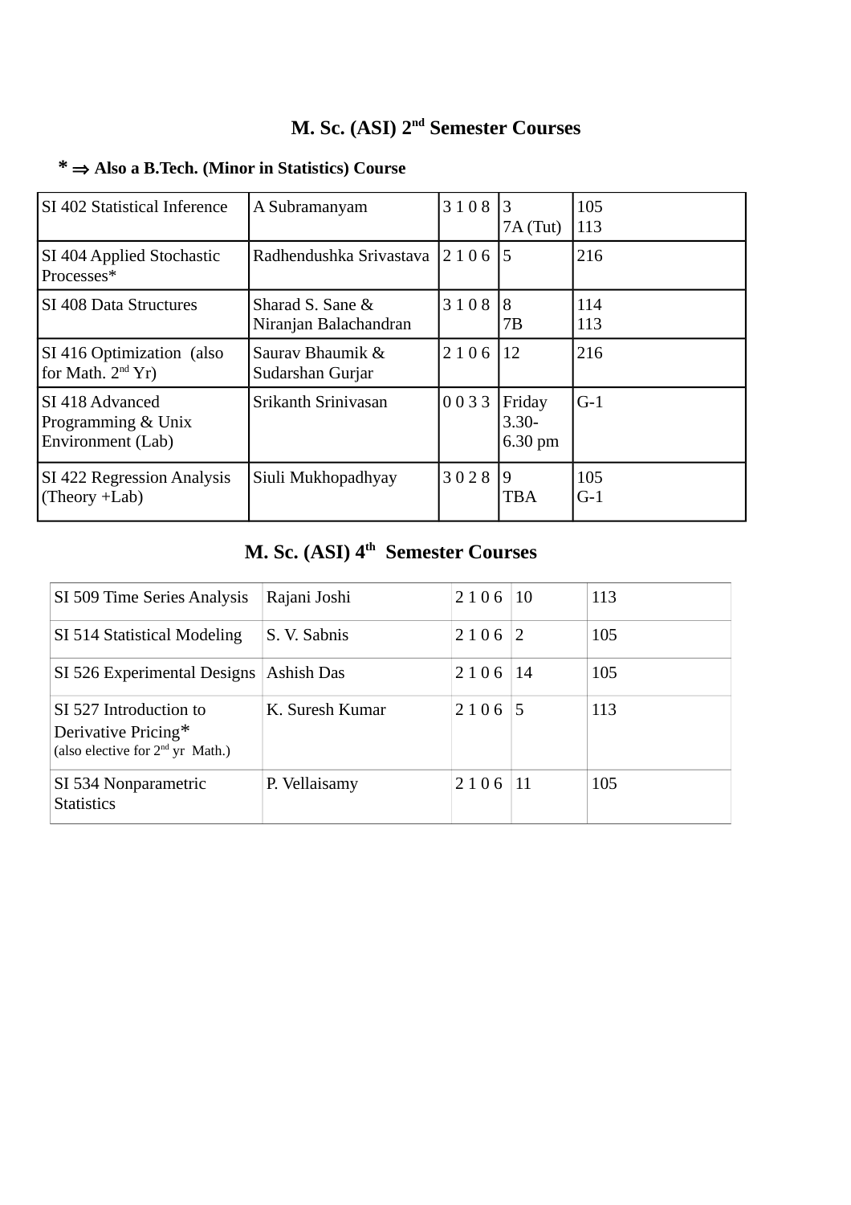## M. Sc. (ASI) 2nd Semester Courses

**\* ⇒ Also a B.Tech. (Minor in Statistics) Course**

| | | | | |
|---|---|---|---|---|
| SI 402 Statistical Inference | A Subramanyam | 3 1 0 8 | 3<br>7A (Tut) | 105<br>113 |
| SI 404 Applied Stochastic Processes* | Radhendushka Srivastava | 2 1 0 6 | 5 | 216 |
| SI 408 Data Structures | Sharad S. Sane & Niranjan Balachandran | 3 1 0 8 | 8<br>7B | 114<br>113 |
| SI 416 Optimization (also for Math. 2nd Yr) | Saurav Bhaumik & Sudarshan Gurjar | 2 1 0 6 | 12 | 216 |
| SI 418 Advanced Programming & Unix Environment (Lab) | Srikanth Srinivasan | 0 0 3 3 | Friday 3.30-6.30 pm | G-1 |
| SI 422 Regression Analysis (Theory +Lab) | Siuli Mukhopadhyay | 3 0 2 8 | 9<br>TBA | 105<br>G-1 |

## M. Sc. (ASI) 4th Semester Courses

| | | | | |
|---|---|---|---|---|
| SI 509 Time Series Analysis | Rajani Joshi | 2 1 0 6 | 10 | 113 |
| SI 514 Statistical Modeling | S. V. Sabnis | 2 1 0 6 | 2 | 105 |
| SI 526 Experimental Designs | Ashish Das | 2 1 0 6 | 14 | 105 |
| SI 527 Introduction to Derivative Pricing* (also elective for 2nd yr Math.) | K. Suresh Kumar | 2 1 0 6 | 5 | 113 |
| SI 534 Nonparametric Statistics | P. Vellaisamy | 2 1 0 6 | 11 | 105 |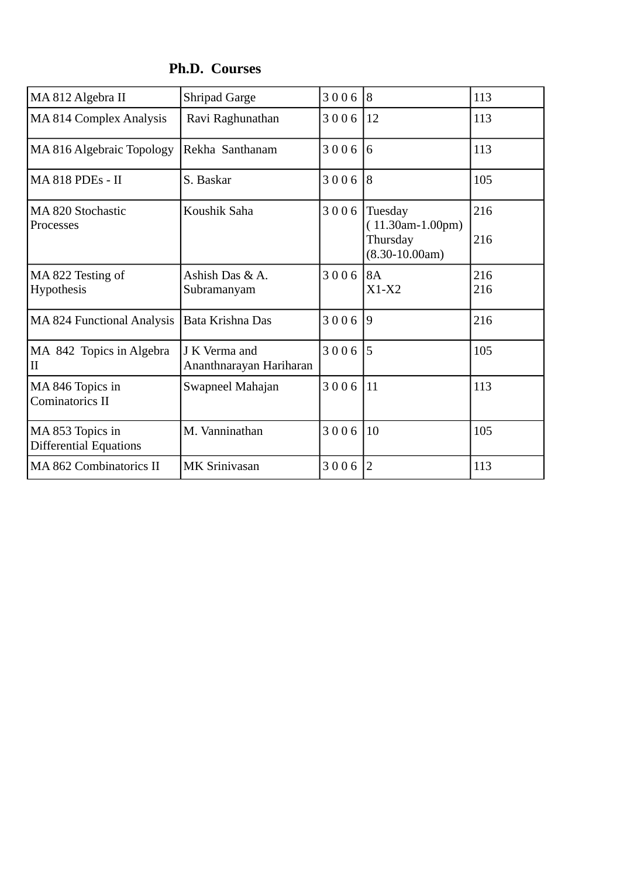## Ph.D. Courses

| | | | | |
|---|---|---|---|---|
| MA 812 Algebra II | Shripad Garge | 3 0 0 6 | 8 | 113 |
| MA 814 Complex Analysis | Ravi Raghunathan | 3 0 0 6 | 12 | 113 |
| MA 816 Algebraic Topology | Rekha Santhanam | 3 0 0 6 | 6 | 113 |
| MA 818 PDEs - II | S. Baskar | 3 0 0 6 | 8 | 105 |
| MA 820 Stochastic Processes | Koushik Saha | 3 0 0 6 | Tuesday ( 11.30am-1.00pm) Thursday (8.30-10.00am) | 216 216 |
| MA 822 Testing of Hypothesis | Ashish Das & A. Subramanyam | 3 0 0 6 | 8A X1-X2 | 216 216 |
| MA 824 Functional Analysis | Bata Krishna Das | 3 0 0 6 | 9 | 216 |
| MA 842 Topics in Algebra II | J K Verma and Ananthnarayan Hariharan | 3 0 0 6 | 5 | 105 |
| MA 846 Topics in Cominatorics II | Swapneel Mahajan | 3 0 0 6 | 11 | 113 |
| MA 853 Topics in Differential Equations | M. Vanninathan | 3 0 0 6 | 10 | 105 |
| MA 862 Combinatorics II | MK Srinivasan | 3 0 0 6 | 2 | 113 |